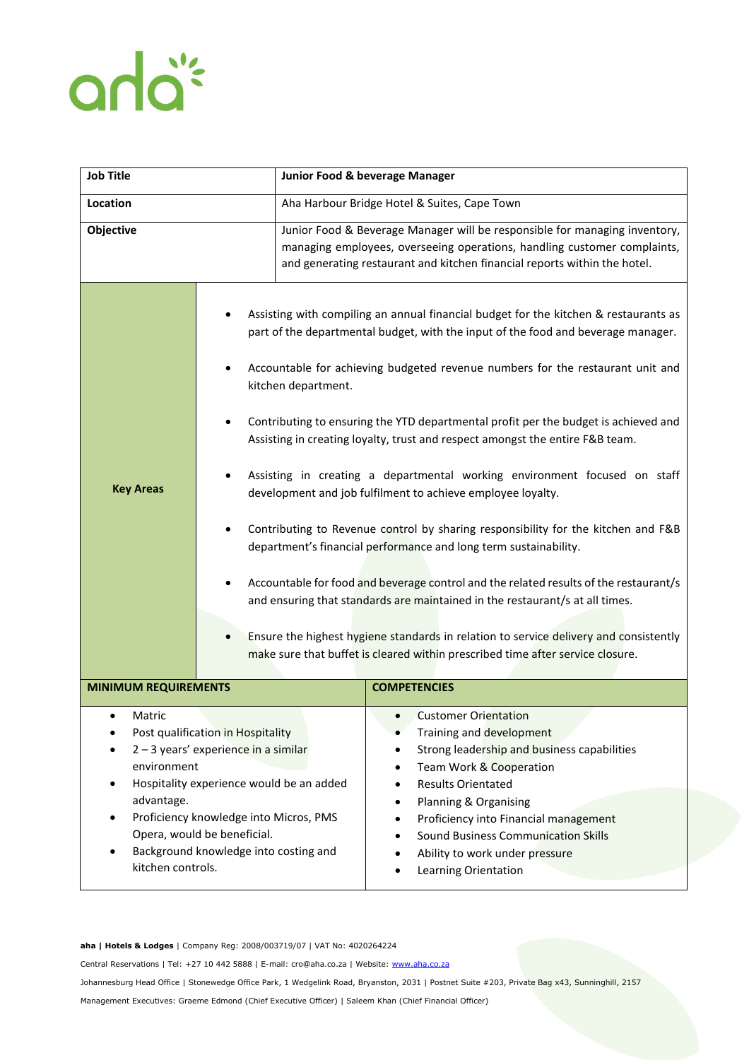| **Job Title** | **Junior Food & beverage Manager** |
| --- | --- |
| **Location** | Aha Harbour Bridge Hotel & Suites, Cape Town |
| **Objective** | Junior Food & Beverage Manager will be responsible for managing inventory, managing employees, overseeing operations, handling customer complaints, and generating restaurant and kitchen financial reports within the hotel. |
| **Key Areas** | • Assisting with compiling an annual financial budget for the kitchen & restaurants as part of the departmental budget, with the input of the food and beverage manager.<br>• Accountable for achieving budgeted revenue numbers for the restaurant unit and kitchen department.<br>• Contributing to ensuring the YTD departmental profit per the budget is achieved and Assisting in creating loyalty, trust and respect amongst the entire F&B team.<br>• Assisting in creating a departmental working environment focused on staff development and job fulfilment to achieve employee loyalty.<br>• Contributing to Revenue control by sharing responsibility for the kitchen and F&B department's financial performance and long term sustainability.<br>• Accountable for food and beverage control and the related results of the restaurant/s and ensuring that standards are maintained in the restaurant/s at all times.<br>• Ensure the highest hygiene standards in relation to service delivery and consistently make sure that buffet is cleared within prescribed time after service closure. |

| **MINIMUM REQUIREMENTS** | **COMPETENCIES** |
| --- | --- |
| • Matric<br>• Post qualification in Hospitality<br>• 2 – 3 years' experience in a similar environment<br>• Hospitality experience would be an added advantage.<br>• Proficiency knowledge into Micros, PMS Opera, would be beneficial.<br>• Background knowledge into costing and kitchen controls. | • Customer Orientation<br>• Training and development<br>• Strong leadership and business capabilities<br>• Team Work & Cooperation<br>• Results Orientated<br>• Planning & Organising<br>• Proficiency into Financial management<br>• Sound Business Communication Skills<br>• Ability to work under pressure<br>• Learning Orientation |

**aha | Hotels & Lodges** | Company Reg: 2008/003719/07 | VAT No: 4020264224

Central Reservations | Tel: +27 10 442 5888 | E-mail: cro@aha.co.za | Website: www.aha.co.za

Johannesburg Head Office | Stonewedge Office Park, 1 Wedgelink Road, Bryanston, 2031 | Postnet Suite #203, Private Bag x43, Sunninghill, 2157

Management Executives: Graeme Edmond (Chief Executive Officer) | Saleem Khan (Chief Financial Officer)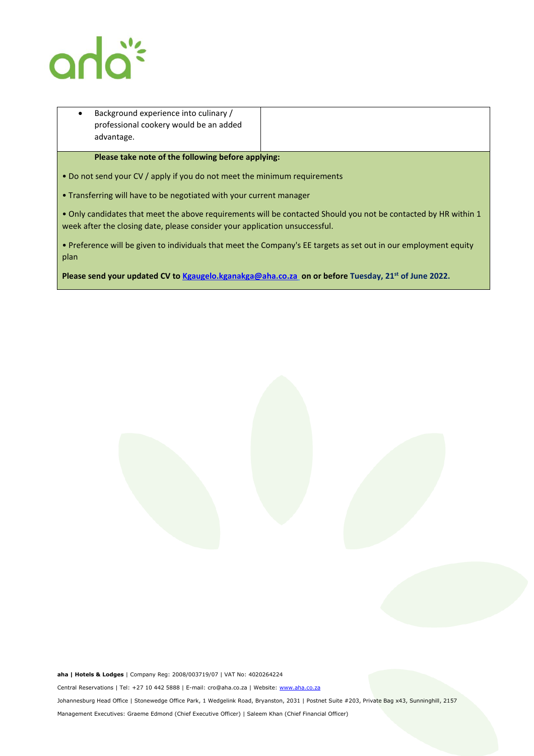| | |
|---|---|
| • Background experience into culinary / professional cookery would be an added advantage. | |

**Please take note of the following before applying:**

• Do not send your CV / apply if you do not meet the minimum requirements

• Transferring will have to be negotiated with your current manager

• Only candidates that meet the above requirements will be contacted Should you not be contacted by HR within 1 week after the closing date, please consider your application unsuccessful.

• Preference will be given to individuals that meet the Company's EE targets as set out in our employment equity plan

**Please send your updated CV to [Kgaugelo.kganakga@aha.co.za](mailto:Kgaugelo.kganakga@aha.co.za) on or before Tuesday, 21st of June 2022.**

**aha | Hotels & Lodges** | Company Reg: 2008/003719/07 | VAT No: 4020264224

Central Reservations | Tel: +27 10 442 5888 | E-mail: cro@aha.co.za | Website: [www.aha.co.za](http://www.aha.co.za)

Johannesburg Head Office | Stonewedge Office Park, 1 Wedgelink Road, Bryanston, 2031 | Postnet Suite #203, Private Bag x43, Sunninghill, 2157

Management Executives: Graeme Edmond (Chief Executive Officer) | Saleem Khan (Chief Financial Officer)